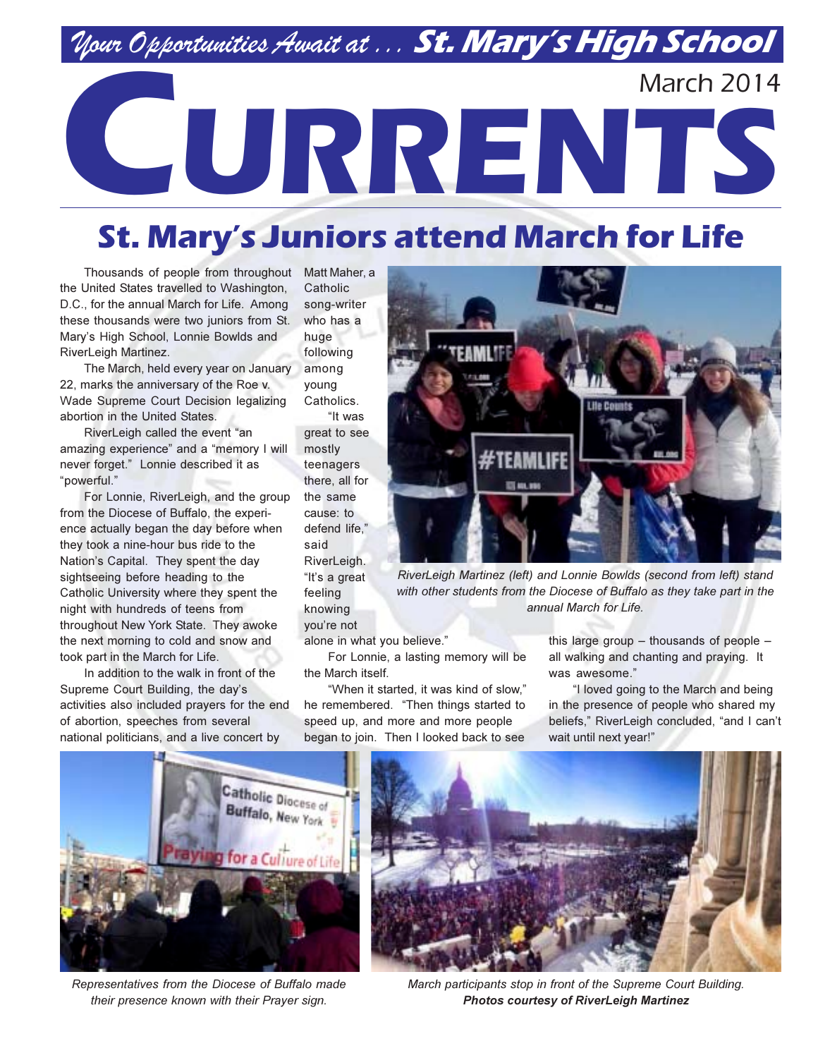*Your Opportunities Await at . . .* **St. Mary's High School**

March 2014

# CURRENTS

## St. Mary's Juniors attend March for Life

Thousands of people from throughout the United States travelled to Washington, D.C., for the annual March for Life. Among these thousands were two juniors from St. Mary's High School, Lonnie Bowlds and RiverLeigh Martinez.

The March, held every year on January 22, marks the anniversary of the Roe v. Wade Supreme Court Decision legalizing abortion in the United States.

RiverLeigh called the event "an amazing experience" and a "memory I will never forget." Lonnie described it as "powerful."

For Lonnie, RiverLeigh, and the group from the Diocese of Buffalo, the experience actually began the day before when they took a nine-hour bus ride to the Nation's Capital. They spent the day sightseeing before heading to the Catholic University where they spent the night with hundreds of teens from throughout New York State. They awoke the next morning to cold and snow and took part in the March for Life.

In addition to the walk in front of the Supreme Court Building, the day's activities also included prayers for the end of abortion, speeches from several national politicians, and a live concert by Matt Maher, a Catholic song-writer who has a huge following among young Catholics.

"It was great to see mostly teenagers there, all for the same cause: to defend life," said RiverLeigh. "It's a great feeling knowing you're not alone in what you believe."

For Lonnie, a lasting memory will be the March itself.

"When it started, it was kind of slow," he remembered. "Then things started to speed up, and more and more people began to join. Then I looked back to see this large group – thousands of people – all walking and chanting and praying. It was awesome."

"I loved going to the March and being in the presence of people who shared my beliefs," RiverLeigh concluded, "and I can't wait until next year!"

*RiverLeigh Martinez (left) and Lonnie Bowlds (second from left) stand with other students from the Diocese of Buffalo as they take part in the annual March for Life.*

*Representatives from the Diocese of Buffalo made their presence known with their Prayer sign.*

*March participants stop in front of the Supreme Court Building.*
***Photos courtesy of RiverLeigh Martinez***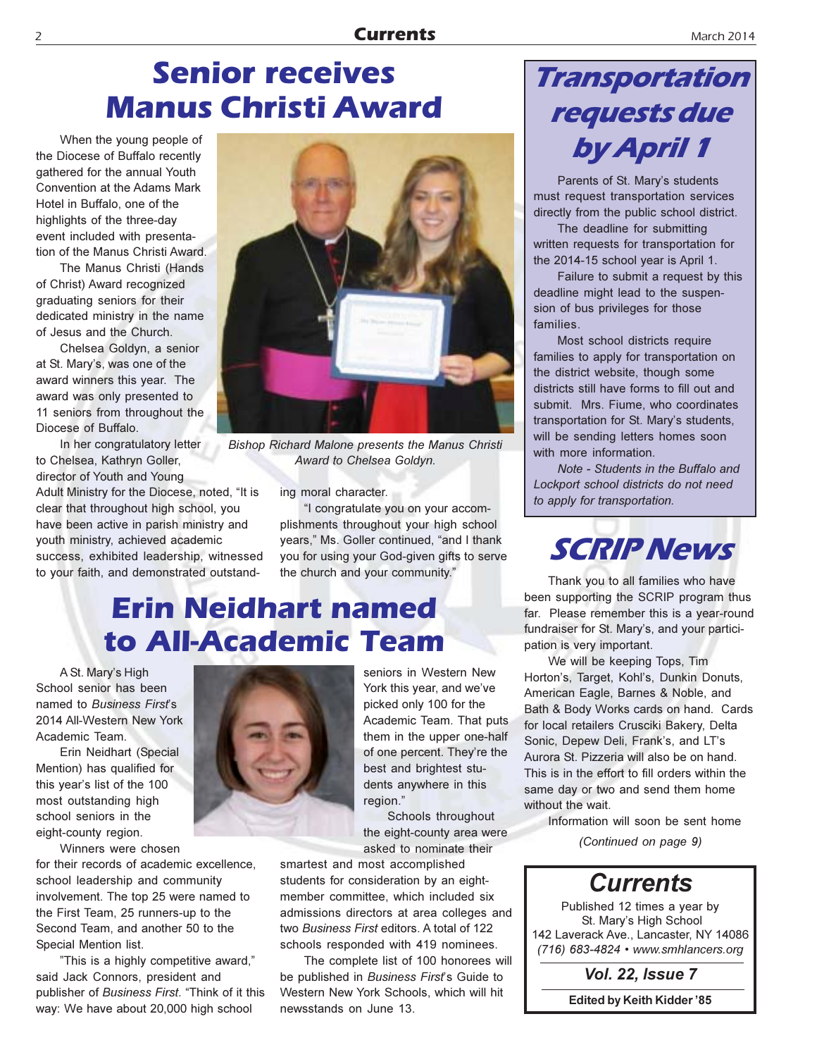# Senior receives Manus Christi Award

When the young people of the Diocese of Buffalo recently gathered for the annual Youth Convention at the Adams Mark Hotel in Buffalo, one of the highlights of the three-day event included with presentation of the Manus Christi Award.

The Manus Christi (Hands of Christ) Award recognized graduating seniors for their dedicated ministry in the name of Jesus and the Church.

Chelsea Goldyn, a senior at St. Mary's, was one of the award winners this year. The award was only presented to 11 seniors from throughout the Diocese of Buffalo.

In her congratulatory letter to Chelsea, Kathryn Goller, director of Youth and Young Adult Ministry for the Diocese, noted, "It is clear that throughout high school, you have been active in parish ministry and youth ministry, achieved academic success, exhibited leadership, witnessed to your faith, and demonstrated outstanding moral character.

"I congratulate you on your accomplishments throughout your high school years," Ms. Goller continued, "and I thank you for using your God-given gifts to serve the church and your community."

*Bishop Richard Malone presents the Manus Christi Award to Chelsea Goldyn.*

# Erin Neidhart named to All-Academic Team

A St. Mary's High School senior has been named to *Business First*'s 2014 All-Western New York Academic Team.

Erin Neidhart (Special Mention) has qualified for this year's list of the 100 most outstanding high school seniors in the eight-county region.

Winners were chosen for their records of academic excellence, school leadership and community involvement. The top 25 were named to the First Team, 25 runners-up to the Second Team, and another 50 to the Special Mention list.

"This is a highly competitive award," said Jack Connors, president and publisher of *Business First*. "Think of it this way: We have about 20,000 high school seniors in Western New York this year, and we've picked only 100 for the Academic Team. That puts them in the upper one-half of one percent. They're the best and brightest students anywhere in this region."

Schools throughout the eight-county area were asked to nominate their smartest and most accomplished students for consideration by an eight-member committee, which included six admissions directors at area colleges and two *Business First* editors. A total of 122 schools responded with 419 nominees.

The complete list of 100 honorees will be published in *Business First*'s Guide to Western New York Schools, which will hit newsstands on June 13.

# Transportation requests due by April 1

Parents of St. Mary's students must request transportation services directly from the public school district.

The deadline for submitting written requests for transportation for the 2014-15 school year is April 1.

Failure to submit a request by this deadline might lead to the suspension of bus privileges for those families.

Most school districts require families to apply for transportation on the district website, though some districts still have forms to fill out and submit. Mrs. Fiume, who coordinates transportation for St. Mary's students, will be sending letters homes soon with more information.

*Note - Students in the Buffalo and Lockport school districts do not need to apply for transportation.*

# SCRIP News

Thank you to all families who have been supporting the SCRIP program thus far. Please remember this is a year-round fundraiser for St. Mary's, and your participation is very important.

We will be keeping Tops, Tim Horton's, Target, Kohl's, Dunkin Donuts, American Eagle, Barnes & Noble, and Bath & Body Works cards on hand. Cards for local retailers Crusciki Bakery, Delta Sonic, Depew Deli, Frank's, and LT's Aurora St. Pizzeria will also be on hand. This is in the effort to fill orders within the same day or two and send them home without the wait.

Information will soon be sent home

*(Continued on page 9)*

## Currents

Published 12 times a year by
St. Mary's High School
142 Laverack Ave., Lancaster, NY 14086
*(716) 683-4824 • www.smhlancers.org*

***Vol. 22, Issue 7***

**Edited by Keith Kidder '85**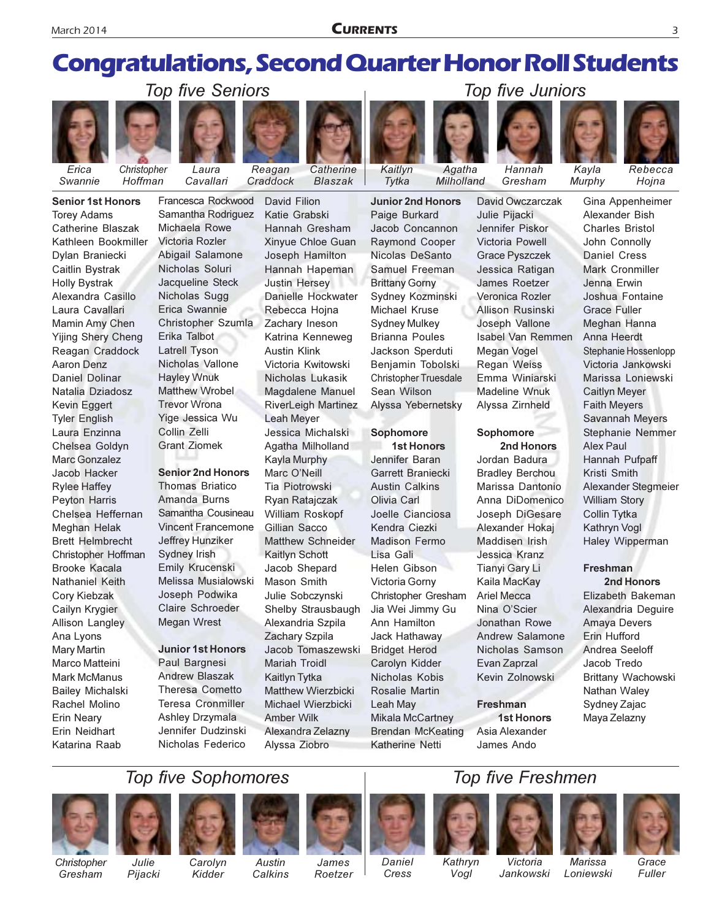# Congratulations, Second Quarter Honor Roll Students

## Top five Seniors

Erica Swannie · Christopher Hoffman · Laura Cavallari · Reagan Craddock · Catherine Blaszak

## Top five Juniors

Kaitlyn Tytka · Agatha Milholland · Hannah Gresham · Kayla Murphy · Rebecca Hojna

### Senior 1st Honors

Torey Adams
Catherine Blaszak
Kathleen Bookmiller
Dylan Braniecki
Caitlin Bystrak
Holly Bystrak
Alexandra Casillo
Laura Cavallari
Mamin Amy Chen
Yijing Shery Cheng
Reagan Craddock
Aaron Denz
Daniel Dolinar
Natalia Dziadosz
Kevin Eggert
Tyler English
Laura Enzinna
Chelsea Goldyn
Marc Gonzalez
Jacob Hacker
Rylee Haffey
Peyton Harris
Chelsea Heffernan
Meghan Helak
Brett Helmbrecht
Christopher Hoffman
Brooke Kacala
Nathaniel Keith
Cory Kiebzak
Cailyn Krygier
Allison Langley
Ana Lyons
Mary Martin
Marco Matteini
Mark McManus
Bailey Michalski
Rachel Molino
Erin Neary
Erin Neidhart
Katarina Raab
Francesca Rockwood
Samantha Rodriguez
Michaela Rowe
Victoria Rozler
Abigail Salamone
Nicholas Soluri
Jacqueline Steck
Nicholas Sugg
Erica Swannie
Christopher Szumla
Erika Talbot
Latrell Tyson
Nicholas Vallone
Hayley Wnuk
Matthew Wrobel
Trevor Wrona
Yige Jessica Wu
Collin Zelli
Grant Ziomek

### Senior 2nd Honors

Thomas Briatico
Amanda Burns
Samantha Cousineau
Vincent Francemone
Jeffrey Hunziker
Sydney Irish
Emily Krucenski
Melissa Musialowski
Joseph Podwika
Claire Schroeder
Megan Wrest

### Junior 1st Honors

Paul Bargnesi
Andrew Blaszak
Theresa Cometto
Teresa Cronmiller
Ashley Drzymala
Jennifer Dudzinski
Nicholas Federico
David Filion
Katie Grabski
Hannah Gresham
Xinyue Chloe Guan
Joseph Hamilton
Hannah Hapeman
Justin Hersey
Danielle Hockwater
Rebecca Hojna
Zachary Ineson
Katrina Kenneweg
Austin Klink
Victoria Kwitowski
Nicholas Lukasik
Magdalene Manuel
RiverLeigh Martinez
Leah Meyer
Jessica Michalski
Agatha Milholland
Kayla Murphy
Marc O'Neill
Tia Piotrowski
Ryan Ratajczak
William Roskopf
Gillian Sacco
Matthew Schneider
Kaitlyn Schott
Jacob Shepard
Mason Smith
Julie Sobczynski
Shelby Strausbaugh
Alexandra Szpila
Zachary Szpila
Jacob Tomaszewski
Mariah Troidl
Kaitlyn Tytka
Matthew Wierzbicki
Michael Wierzbicki
Amber Wilk
Alexandra Zelazny
Alyssa Ziobro

### Junior 2nd Honors

Paige Burkard
Jacob Concannon
Raymond Cooper
Nicolas DeSanto
Samuel Freeman
Brittany Gorny
Sydney Kozminski
Michael Kruse
Sydney Mulkey
Brianna Poules
Jackson Sperduti
Benjamin Tobolski
Christopher Truesdale
Sean Wilson
Alyssa Yebernetsky
David Owczarczak
Julie Pijacki
Jennifer Piskor
Victoria Powell
Grace Pyszczek
Jessica Ratigan
James Roetzer
Veronica Rozler
Allison Rusinski
Joseph Vallone
Isabel Van Remmen
Megan Vogel
Regan Weiss
Emma Winiarski
Madeline Wnuk
Alyssa Zirnheld

### Sophomore 1st Honors

Jennifer Baran
Garrett Braniecki
Austin Calkins
Olivia Carl
Joelle Cianciosa
Kendra Ciezki
Madison Fermo
Lisa Gali
Helen Gibson
Victoria Gorny
Christopher Gresham
Jia Wei Jimmy Gu
Ann Hamilton
Jack Hathaway
Bridget Herod
Carolyn Kidder
Nicholas Kobis
Rosalie Martin
Leah May
Mikala McCartney
Brendan McKeating
Katherine Netti

### Sophomore 2nd Honors

Jordan Badura
Bradley Berchou
Marissa Dantonio
Anna DiDomenico
Joseph DiGesare
Alexander Hokaj
Maddisen Irish
Jessica Kranz
Tianyi Gary Li
Kaila MacKay
Ariel Mecca
Nina O'Scier
Jonathan Rowe
Andrew Salamone
Nicholas Samson
Evan Zaprzal
Kevin Zolnowski

### Freshman 1st Honors

Asia Alexander
James Ando
Gina Appenheimer
Alexander Bish
Charles Bristol
John Connolly
Daniel Cress
Mark Cronmiller
Jenna Erwin
Joshua Fontaine
Grace Fuller
Meghan Hanna
Anna Heerdt
Stephanie Hossenlopp
Victoria Jankowski
Marissa Loniewski
Caitlyn Meyer
Faith Meyers
Savannah Meyers
Stephanie Nemmer
Alex Paul
Hannah Pufpaff
Kristi Smith
Alexander Stegmeier
William Story
Collin Tytka
Kathryn Vogl
Haley Wipperman

### Freshman 2nd Honors

Elizabeth Bakeman
Alexandria Deguire
Amaya Devers
Erin Hufford
Andrea Seeloff
Jacob Tredo
Brittany Wachowski
Nathan Waley
Sydney Zajac
Maya Zelazny

## Top five Sophomores

Christopher Gresham · Julie Pijacki · Carolyn Kidder · Austin Calkins · James Roetzer

## Top five Freshmen

Daniel Cress · Kathryn Vogl · Victoria Jankowski · Marissa Loniewski · Grace Fuller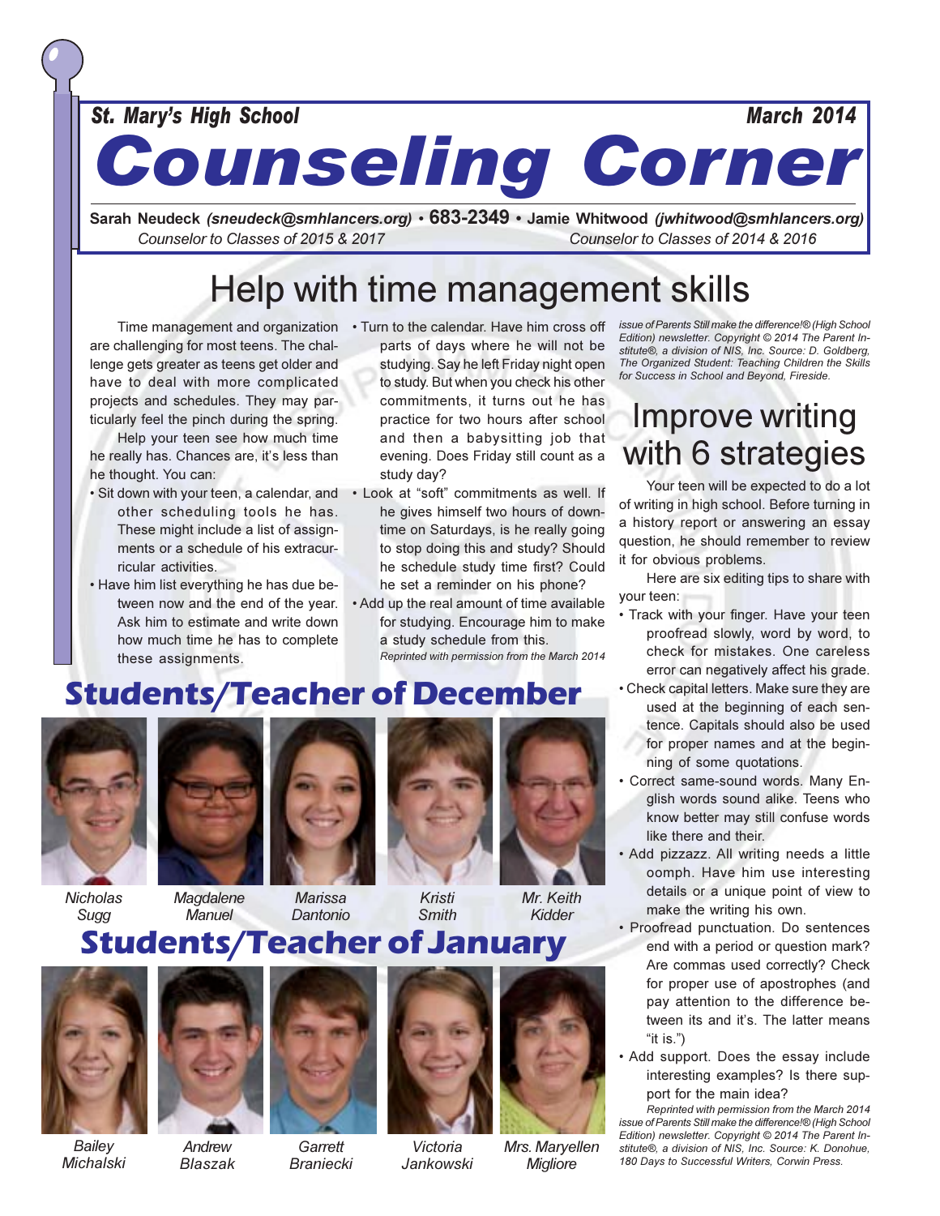St. Mary's High School | March 2014

# Counseling Corner

**Sarah Neudeck** *(sneudeck@smhlancers.org)* • **683-2349** • **Jamie Whitwood** *(jwhitwood@smhlancers.org)*

*Counselor to Classes of 2015 & 2017* | *Counselor to Classes of 2014 & 2016*

## Help with time management skills

Time management and organization are challenging for most teens. The challenge gets greater as teens get older and have to deal with more complicated projects and schedules. They may particularly feel the pinch during the spring.

Help your teen see how much time he really has. Chances are, it's less than he thought. You can:

- Sit down with your teen, a calendar, and other scheduling tools he has. These might include a list of assignments or a schedule of his extracurricular activities.
- Have him list everything he has due between now and the end of the year. Ask him to estimate and write down how much time he has to complete these assignments.
- Turn to the calendar. Have him cross off parts of days where he will not be studying. Say he left Friday night open to study. But when you check his other commitments, it turns out he has practice for two hours after school and then a babysitting job that evening. Does Friday still count as a study day?
- Look at "soft" commitments as well. If he gives himself two hours of downtime on Saturdays, is he really going to stop doing this and study? Should he schedule study time first? Could he set a reminder on his phone?
- Add up the real amount of time available for studying. Encourage him to make a study schedule from this.

*Reprinted with permission from the March 2014 issue of Parents Still make the difference!® (High School Edition) newsletter. Copyright © 2014 The Parent Institute®, a division of NIS, Inc. Source: D. Goldberg, The Organized Student: Teaching Children the Skills for Success in School and Beyond, Fireside.*

## Improve writing with 6 strategies

Your teen will be expected to do a lot of writing in high school. Before turning in a history report or answering an essay question, he should remember to review it for obvious problems.

Here are six editing tips to share with your teen:

- Track with your finger. Have your teen proofread slowly, word by word, to check for mistakes. One careless error can negatively affect his grade.
- Check capital letters. Make sure they are used at the beginning of each sentence. Capitals should also be used for proper names and at the beginning of some quotations.
- Correct same-sound words. Many English words sound alike. Teens who know better may still confuse words like there and their.
- Add pizzazz. All writing needs a little oomph. Have him use interesting details or a unique point of view to make the writing his own.
- Proofread punctuation. Do sentences end with a period or question mark? Are commas used correctly? Check for proper use of apostrophes (and pay attention to the difference between its and it's. The latter means "it is.")
- Add support. Does the essay include interesting examples? Is there support for the main idea?

*Reprinted with permission from the March 2014 issue of Parents Still make the difference!® (High School Edition) newsletter. Copyright © 2014 The Parent Institute®, a division of NIS, Inc. Source: K. Donohue, 180 Days to Successful Writers, Corwin Press.*

## Students/Teacher of December

*Nicholas Sugg* · *Magdalene Manuel* · *Marissa Dantonio* · *Kristi Smith* · *Mr. Keith Kidder*

## Students/Teacher of January

*Bailey Michalski* · *Andrew Blaszak* · *Garrett Braniecki* · *Victoria Jankowski* · *Mrs. Maryellen Migliore*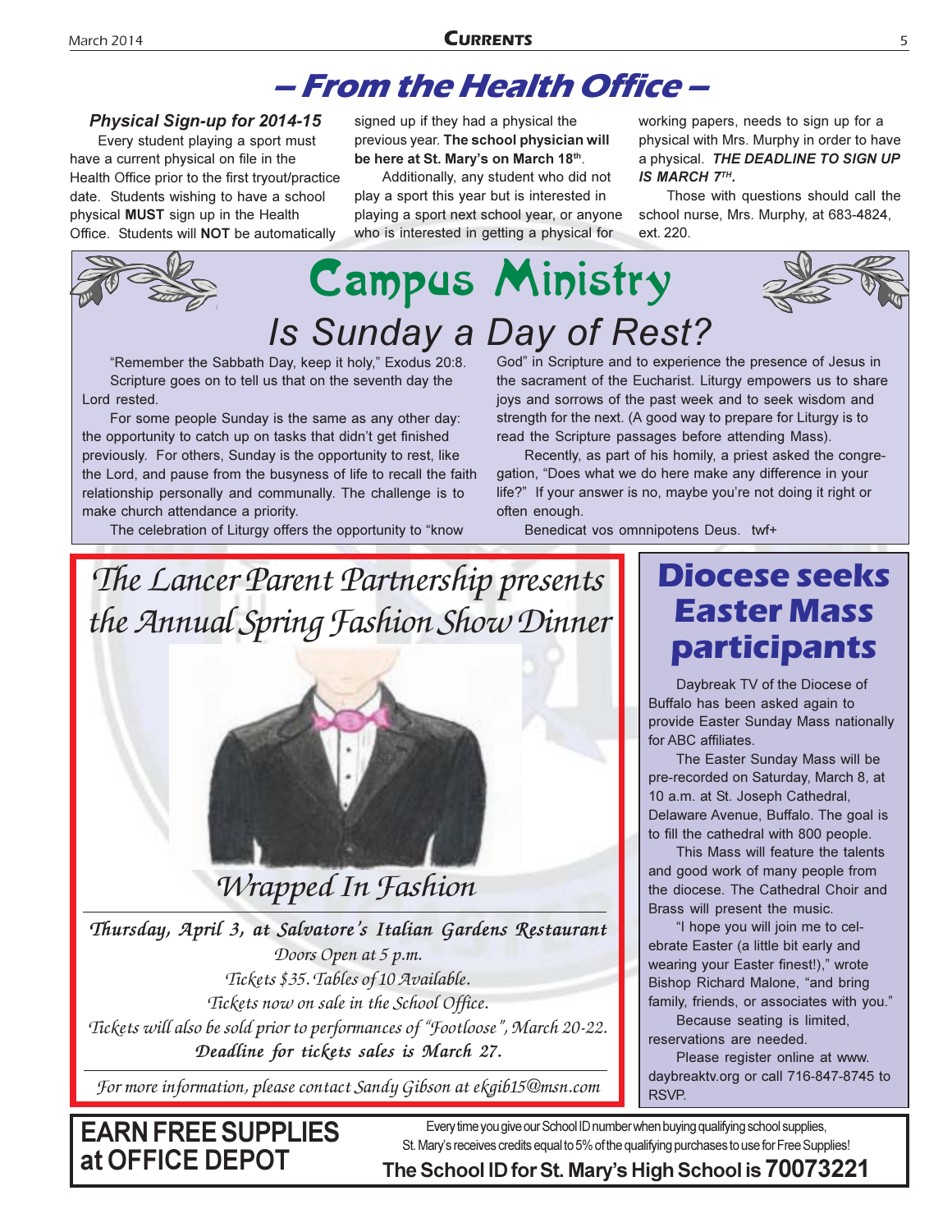# – From the Health Office –

### Physical Sign-up for 2014-15

Every student playing a sport must have a current physical on file in the Health Office prior to the first tryout/practice date. Students wishing to have a school physical **MUST** sign up in the Health Office. Students will **NOT** be automatically signed up if they had a physical the previous year. **The school physician will be here at St. Mary's on March 18th**.

Additionally, any student who did not play a sport this year but is interested in playing a sport next school year, or anyone who is interested in getting a physical for working papers, needs to sign up for a physical with Mrs. Murphy in order to have a physical. ***THE DEADLINE TO SIGN UP IS MARCH 7TH.***

Those with questions should call the school nurse, Mrs. Murphy, at 683-4824, ext. 220.

# Campus Ministry

## Is Sunday a Day of Rest?

"Remember the Sabbath Day, keep it holy," Exodus 20:8.

Scripture goes on to tell us that on the seventh day the Lord rested.

For some people Sunday is the same as any other day: the opportunity to catch up on tasks that didn't get finished previously. For others, Sunday is the opportunity to rest, like the Lord, and pause from the busyness of life to recall the faith relationship personally and communally. The challenge is to make church attendance a priority.

The celebration of Liturgy offers the opportunity to "know God" in Scripture and to experience the presence of Jesus in the sacrament of the Eucharist. Liturgy empowers us to share joys and sorrows of the past week and to seek wisdom and strength for the next. (A good way to prepare for Liturgy is to read the Scripture passages before attending Mass).

Recently, as part of his homily, a priest asked the congregation, "Does what we do here make any difference in your life?" If your answer is no, maybe you're not doing it right or often enough.

Benedicat vos omnnipotens Deus. twf+

## *The Lancer Parent Partnership presents the Annual Spring Fashion Show Dinner*

### *Wrapped In Fashion*

***Thursday, April 3, at Salvatore's Italian Gardens Restaurant***

*Doors Open at 5 p.m.*

*Tickets $35. Tables of 10 Available.*

*Tickets now on sale in the School Office.*

*Tickets will also be sold prior to performances of "Footloose", March 20-22.*

***Deadline for tickets sales is March 27.***

*For more information, please contact Sandy Gibson at ekgib15@msn.com*

## Diocese seeks Easter Mass participants

Daybreak TV of the Diocese of Buffalo has been asked again to provide Easter Sunday Mass nationally for ABC affiliates.

The Easter Sunday Mass will be pre-recorded on Saturday, March 8, at 10 a.m. at St. Joseph Cathedral, Delaware Avenue, Buffalo. The goal is to fill the cathedral with 800 people.

This Mass will feature the talents and good work of many people from the diocese. The Cathedral Choir and Brass will present the music.

"I hope you will join me to celebrate Easter (a little bit early and wearing your Easter finest!)," wrote Bishop Richard Malone, "and bring family, friends, or associates with you."

Because seating is limited, reservations are needed.

Please register online at www.daybreaktv.org or call 716-847-8745 to RSVP.

**EARN FREE SUPPLIES at OFFICE DEPOT**

Every time you give our School ID number when buying qualifying school supplies, St. Mary's receives credits equal to 5% of the qualifying purchases to use for Free Supplies!

**The School ID for St. Mary's High School is 70073221**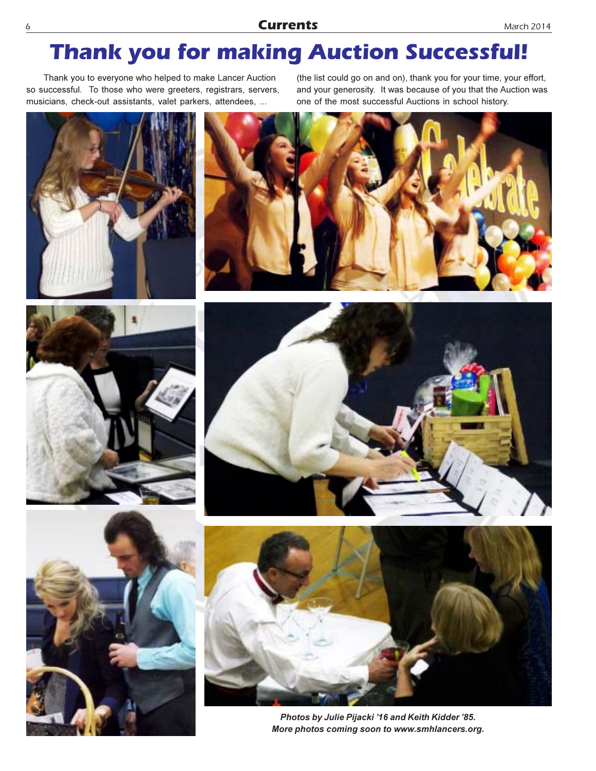# Thank you for making Auction Successful!

Thank you to everyone who helped to make Lancer Auction so successful. To those who were greeters, registrars, servers, musicians, check-out assistants, valet parkers, attendees, ... (the list could go on and on), thank you for your time, your effort, and your generosity. It was because of you that the Auction was one of the most successful Auctions in school history.

***Photos by Julie Pijacki '16 and Keith Kidder '85. More photos coming soon to www.smhlancers.org.***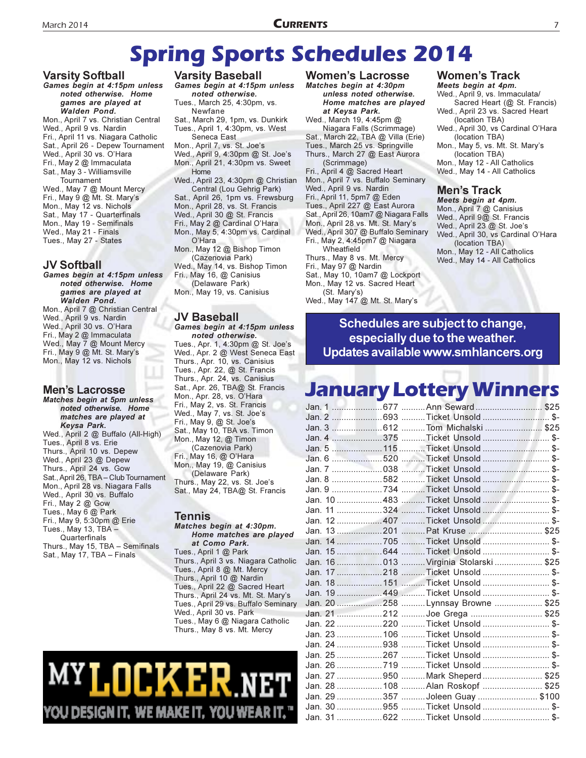# Spring Sports Schedules 2014

## Varsity Softball

***Games begin at 4:15pm unless noted otherwise. Home games are played at Walden Pond.***

Mon., April 7 vs. Christian Central
Wed., April 9 vs. Nardin
Fri., April 11 vs. Niagara Catholic
Sat., April 26 - Depew Tournament
Wed., April 30 vs. O'Hara
Fri., May 2 @ Immaculata
Sat., May 3 - Williamsville Tournament
Wed., May 7 @ Mount Mercy
Fri., May 9 @ Mt. St. Mary's
Mon., May 12 vs. Nichols
Sat., May 17 - Quarterfinals
Mon., May 19 - Semifinals
Wed., May 21 - Finals
Tues., May 27 - States

## JV Softball

***Games begin at 4:15pm unless noted otherwise. Home games are played at Walden Pond.***

Mon., April 7 @ Christian Central
Wed., April 9 vs. Nardin
Wed., April 30 vs. O'Hara
Fri., May 2 @ Immaculata
Wed., May 7 @ Mount Mercy
Fri., May 9 @ Mt. St. Mary's
Mon., May 12 vs. Nichols

## Men's Lacrosse

***Matches begin at 5pm unless noted otherwise. Home matches are played at Keysa Park.***

Wed., April 2 @ Buffalo (All-High)
Tues., April 8 vs. Erie
Thurs., April 10 vs. Depew
Wed., April 23 @ Depew
Thurs., April 24 vs. Gow
Sat., April 26, TBA – Club Tournament
Mon., April 28 vs. Niagara Falls
Wed., April 30 vs. Buffalo
Fri., May 2 @ Gow
Tues., May 6 @ Park
Fri., May 9, 5:30pm @ Erie
Tues., May 13, TBA – Quarterfinals
Thurs., May 15, TBA – Semifinals
Sat., May 17, TBA – Finals

## Varsity Baseball

***Games begin at 4:15pm unless noted otherwise.***

Tues., March 25, 4:30pm, vs. Newfane
Sat., March 29, 1pm, vs. Dunkirk
Tues., April 1, 4:30pm, vs. West Seneca East
Mon., April 7, vs. St. Joe's
Wed., April 9, 4:30pm @ St. Joe's
Mon., April 21, 4:30pm vs. Sweet Home
Wed., April 23, 4:30pm @ Christian Central (Lou Gehrig Park)
Sat., April 26, 1pm vs. Frewsburg
Mon., April 28, vs. St. Francis
Wed., April 30 @ St. Francis
Fri., May 2 @ Cardinal O'Hara
Mon., May 5, 4:30pm vs. Cardinal O'Hara
Mon., May 12 @ Bishop Timon (Cazenovia Park)
Wed., May 14, vs. Bishop Timon
Fri., May 16, @ Canisius (Delaware Park)
Mon., May 19, vs. Canisius

## JV Baseball

***Games begin at 4:15pm unless noted otherwise.***

Tues., Apr. 1, 4:30pm @ St. Joe's
Wed., Apr. 2 @ West Seneca East
Thurs., Apr. 10, vs. Canisius
Tues., Apr. 22, @ St. Francis
Thurs., Apr. 24, vs. Canisius
Sat., Apr. 26, TBA@ St. Francis
Mon., Apr. 28, vs. O'Hara
Fri., May 2, vs. St. Francis
Wed., May 7, vs. St. Joe's
Fri., May 9, @ St. Joe's
Sat., May 10, TBA vs. Timon
Mon., May 12, @ Timon (Cazenovia Park)
Fri., May 16, @ O'Hara
Mon., May 19, @ Canisius (Delaware Park)
Thurs., May 22, vs. St. Joe's
Sat., May 24, TBA@ St. Francis

## Tennis

***Matches begin at 4:30pm. Home matches are played at Como Park.***

Tues., April 1 @ Park
Thurs., April 3 vs. Niagara Catholic
Tues., April 8 @ Mt. Mercy
Thurs., April 10 @ Nardin
Tues., April 22 @ Sacred Heart
Thurs., April 24 vs. Mt. St. Mary's
Tues., April 29 vs. Buffalo Seminary
Wed., April 30 vs. Park
Tues., May 6 @ Niagara Catholic
Thurs., May 8 vs. Mt. Mercy

MYLOCKER.NET
YOU DESIGN IT. WE MAKE IT. YOU WEAR IT.™

## Women's Lacrosse

***Matches begin at 4:30pm unless noted otherwise. Home matches are played at Keysa Park.***

Wed., March 19, 4:45pm @ Niagara Falls (Scrimmage)
Sat., March 22, TBA @ Villa (Erie)
Tues., March 25 vs. Springville
Thurs., March 27 @ East Aurora (Scrimmage)
Fri., April 4 @ Sacred Heart
Mon., April 7 vs. Buffalo Seminary
Wed., April 9 vs. Nardin
Fri., April 11, 5pm7 @ Eden
Tues., April 227 @ East Aurora
Sat., April 26, 10am7 @ Niagara Falls
Mon., April 28 vs. Mt. St. Mary's
Wed., April 307 @ Buffalo Seminary
Fri., May 2, 4:45pm7 @ Niagara Wheatfield
Thurs., May 8 vs. Mt. Mercy
Fri., May 97 @ Nardin
Sat., May 10, 10am7 @ Lockport
Mon., May 12 vs. Sacred Heart (St. Mary's)
Wed., May 147 @ Mt. St. Mary's

## Women's Track

***Meets begin at 4pm.***

Wed., April 9, vs. Immaculata/ Sacred Heart (@ St. Francis)
Wed., April 23 vs. Sacred Heart (location TBA)
Wed., April 30, vs. Cardinal O'Hara (location TBA)
Mon., May 5, vs. Mt. St. Mary's (location TBA)
Mon., May 12 - All Catholics
Wed., May 14 - All Catholics

## Men's Track

***Meets begin at 4pm.***

Mon., April 7 @ Canisius
Wed., April 9@ St. Francis
Wed., April 23 @ St. Joe's
Wed., April 30, vs Cardinal O'Hara (location TBA)
Mon., May 12 - All Catholics
Wed., May 14 - All Catholics

**Schedules are subject to change, especially due to the weather. Updates available www.smhlancers.org**

# January Lottery Winners

| Date | Number | Winner | Prize |
|---|---|---|---|
| Jan. 1 | 677 | Ann Seward | $25 |
| Jan. 2 | 693 | Ticket Unsold | $- |
| Jan. 3 | 612 | Tom Michalski | $25 |
| Jan. 4 | 375 | Ticket Unsold | $- |
| Jan. 5 | 115 | Ticket Unsold | $- |
| Jan. 6 | 520 | Ticket Unsold | $- |
| Jan. 7 | 038 | Ticket Unsold | $- |
| Jan. 8 | 582 | Ticket Unsold | $- |
| Jan. 9 | 734 | Ticket Unsold | $- |
| Jan. 10 | 483 | Ticket Unsold | $- |
| Jan. 11 | 324 | Ticket Unsold | $- |
| Jan. 12 | 407 | Ticket Unsold | $- |
| Jan. 13 | 201 | Pat Kruse | $25 |
| Jan. 14 | 705 | Ticket Unsold | $- |
| Jan. 15 | 644 | Ticket Unsold | $- |
| Jan. 16 | 013 | Virginia Stolarski | $25 |
| Jan. 17 | 218 | Ticket Unsold | $- |
| Jan. 18 | 151 | Ticket Unsold | $- |
| Jan. 19 | 449 | Ticket Unsold | $- |
| Jan. 20 | 258 | Lynnsay Browne | $25 |
| Jan. 21 | 212 | Joe Grega | $25 |
| Jan. 22 | 220 | Ticket Unsold | $- |
| Jan. 23 | 106 | Ticket Unsold | $- |
| Jan. 24 | 938 | Ticket Unsold | $- |
| Jan. 25 | 267 | Ticket Unsold | $- |
| Jan. 26 | 719 | Ticket Unsold | $- |
| Jan. 27 | 950 | Mark Sheperd | $25 |
| Jan. 28 | 108 | Alan Roskopf | $25 |
| Jan. 29 | 357 | Joleen Guay | $100 |
| Jan. 30 | 955 | Ticket Unsold | $- |
| Jan. 31 | 622 | Ticket Unsold | $- |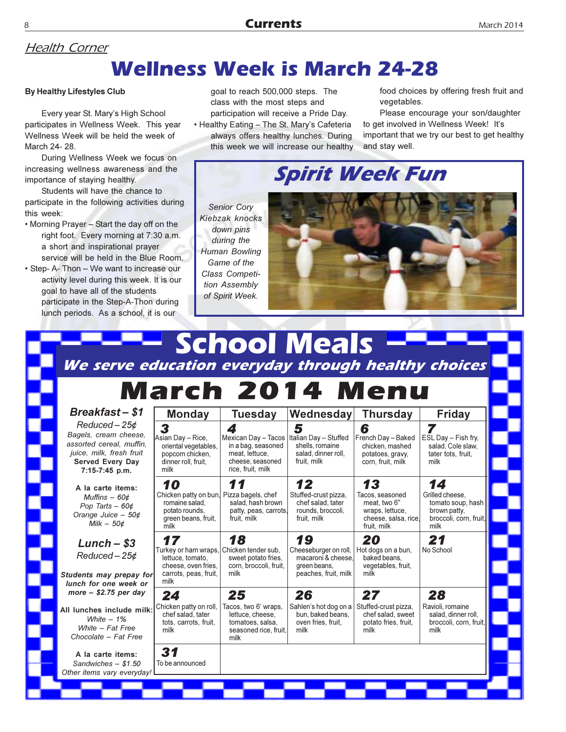*Health Corner*

# Wellness Week is March 24-28

**By Healthy Lifestyles Club**

Every year St. Mary's High School participates in Wellness Week. This year Wellness Week will be held the week of March 24- 28.

During Wellness Week we focus on increasing wellness awareness and the importance of staying healthy.

Students will have the chance to participate in the following activities during this week:

- Morning Prayer – Start the day off on the right foot. Every morning at 7:30 a.m. a short and inspirational prayer service will be held in the Blue Room.
- Step- A- Thon – We want to increase our activity level during this week. It is our goal to have all of the students participate in the Step-A-Thon during lunch periods. As a school, it is our goal to reach 500,000 steps. The class with the most steps and participation will receive a Pride Day.
- Healthy Eating – The St. Mary's Cafeteria always offers healthy lunches. During this week we will increase our healthy food choices by offering fresh fruit and vegetables.

Please encourage your son/daughter to get involved in Wellness Week! It's important that we try our best to get healthy and stay well.

## Spirit Week Fun

*Senior Cory Kiebzak knocks down pins during the Human Bowling Game of the Class Competition Assembly of Spirit Week.*

# School Meals

***We serve education everyday through healthy choices***

## March 2014 Menu

***Breakfast – $1***

*Reduced – 25¢*

*Bagels, cream cheese, assorted cereal, muffin, juice, milk, fresh fruit*

**Served Every Day 7:15-7:45 p.m.**

**A la carte items:**

*Muffins – 60¢*
*Pop Tarts – 60¢*
*Orange Juice – 50¢*
*Milk – 50¢*

***Lunch – $3***

*Reduced – 25¢*

***Students may prepay for lunch for one week or more – $2.75 per day***

**All lunches include milk:**

*White – 1%*
*White – Fat Free*
*Chocolate – Fat Free*

**A la carte items:**

*Sandwiches – $1.50*
*Other items vary everyday!*

| Monday | Tuesday | Wednesday | Thursday | Friday |
|---|---|---|---|---|
| **3** Asian Day – Rice, oriental vegetables, popcorn chicken, dinner roll, fruit, milk | **4** Mexican Day – Tacos in a bag, seasoned meat, lettuce, cheese, seasoned rice, fruit, milk | **5** Italian Day – Stuffed shells, romaine salad, dinner roll, fruit, milk | **6** French Day – Baked chicken, mashed potatoes, gravy, corn, fruit, milk | **7** ESL Day – Fish fry, salad, Cole slaw, tater tots, fruit, milk |
| **10** Chicken patty on bun, romaine salad, potato rounds, green beans, fruit, milk | **11** Pizza bagels, chef salad, hash brown patty, peas, carrots, fruit, milk | **12** Stuffed-crust pizza, chef salad, tater rounds, broccoli, fruit, milk | **13** Tacos, seasoned meat, two 6" wraps, lettuce, cheese, salsa, rice, fruit, milk | **14** Grilled cheese, tomato soup, hash brown patty, broccoli, corn, fruit, milk |
| **17** Turkey or ham wraps, lettuce, tomato, cheese, oven fries, carrots, peas, fruit, milk | **18** Chicken tender sub, sweet potato fries, corn, broccoli, fruit, milk | **19** Cheeseburger on roll, macaroni & cheese, green beans, peaches, fruit, milk | **20** Hot dogs on a bun, baked beans, vegetables, fruit, milk | **21** No School |
| **24** Chicken patty on roll, chef salad, tater tots, carrots, fruit, milk | **25** Tacos, two 6' wraps, lettuce, cheese, tomatoes, salsa, seasoned rice, fruit, milk | **26** Sahlen's hot dog on a bun, baked beans, oven fries, fruit, milk | **27** Stuffed-crust pizza, chef salad, sweet potato fries, fruit, milk | **28** Ravioli, romaine salad, dinner roll, broccoli, corn, fruit, milk |
| **31** To be announced | | | | |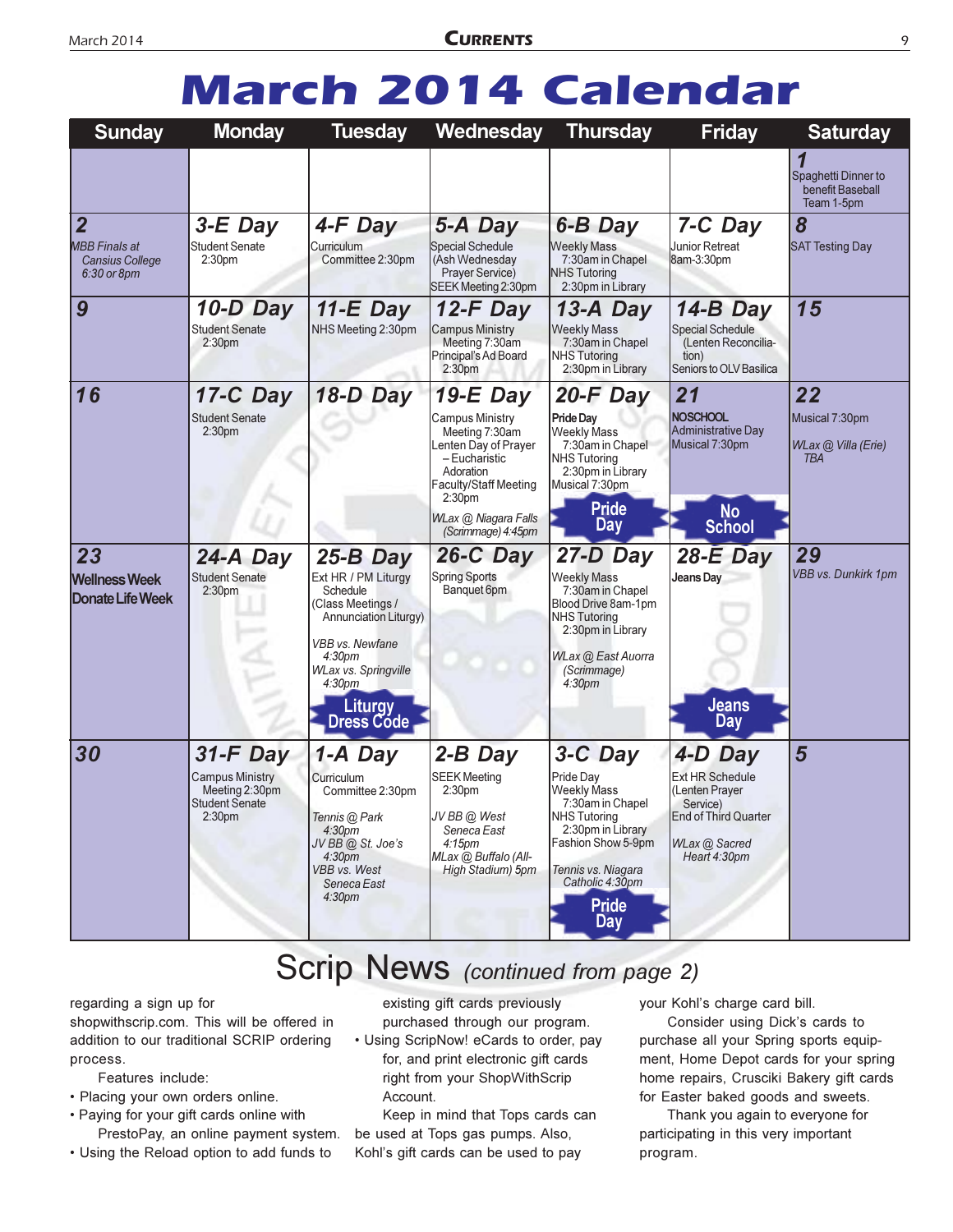# March 2014 Calendar

| Sunday | Monday | Tuesday | Wednesday | Thursday | Friday | Saturday |
|---|---|---|---|---|---|---|
| | | | | | | **1** Spaghetti Dinner to benefit Baseball Team 1-5pm |
| **2** *MBB Finals at Cansius College 6:30 or 8pm* | **3-E Day** Student Senate 2:30pm | **4-F Day** Curriculum Committee 2:30pm | **5-A Day** Special Schedule (Ash Wednesday Prayer Service) SEEK Meeting 2:30pm | **6-B Day** Weekly Mass 7:30am in Chapel NHS Tutoring 2:30pm in Library | **7-C Day** Junior Retreat 8am-3:30pm | **8** SAT Testing Day |
| **9** | **10-D Day** Student Senate 2:30pm | **11-E Day** NHS Meeting 2:30pm | **12-F Day** Campus Ministry Meeting 7:30am Principal's Ad Board 2:30pm | **13-A Day** Weekly Mass 7:30am in Chapel NHS Tutoring 2:30pm in Library | **14-B Day** Special Schedule (Lenten Reconcilia-tion) Seniors to OLV Basilica | **15** |
| **16** | **17-C Day** Student Senate 2:30pm | **18-D Day** | **19-E Day** Campus Ministry Meeting 7:30am Lenten Day of Prayer – Eucharistic Adoration Faculty/Staff Meeting 2:30pm *WLax @ Niagara Falls (Scrimmage) 4:45pm* | **20-F Day** **Pride Day** Weekly Mass 7:30am in Chapel NHS Tutoring 2:30pm in Library Musical 7:30pm **Pride Day** | **21** **NO SCHOOL** Administrative Day Musical 7:30pm **No School** | **22** Musical 7:30pm *WLax @ Villa (Erie) TBA* |
| **23** **Wellness Week** **Donate Life Week** | **24-A Day** Student Senate 2:30pm | **25-B Day** Ext HR / PM Liturgy Schedule (Class Meetings / Annunciation Liturgy) *VBB vs. Newfane 4:30pm* *WLax vs. Springville 4:30pm* **Liturgy Dress Code** | **26-C Day** Spring Sports Banquet 6pm | **27-D Day** Weekly Mass 7:30am in Chapel Blood Drive 8am-1pm NHS Tutoring 2:30pm in Library *WLax @ East Auorra (Scrimmage) 4:30pm* | **28-E Day** **Jeans Day** **Jeans Day** | **29** *VBB vs. Dunkirk 1pm* |
| **30** | **31-F Day** Campus Ministry Meeting 2:30pm Student Senate 2:30pm | **1-A Day** Curriculum Committee 2:30pm *Tennis @ Park 4:30pm* *JV BB @ St. Joe's 4:30pm* *VBB vs. West Seneca East 4:30pm* | **2-B Day** SEEK Meeting 2:30pm *JV BB @ West Seneca East 4:15pm* *MLax @ Buffalo (All-High Stadium) 5pm* | **3-C Day** Pride Day Weekly Mass 7:30am in Chapel NHS Tutoring 2:30pm in Library Fashion Show 5-9pm *Tennis vs. Niagara Catholic 4:30pm* **Pride Day** | **4-D Day** Ext HR Schedule (Lenten Prayer Service) End of Third Quarter *WLax @ Sacred Heart 4:30pm* | **5** |

## Scrip News *(continued from page 2)*

regarding a sign up for shopwithscrip.com. This will be offered in addition to our traditional SCRIP ordering process.

Features include:

- Placing your own orders online.
- Paying for your gift cards online with PrestoPay, an online payment system.
- Using the Reload option to add funds to existing gift cards previously purchased through our program.
- Using ScripNow! eCards to order, pay for, and print electronic gift cards right from your ShopWithScrip Account.

Keep in mind that Tops cards can be used at Tops gas pumps. Also, Kohl's gift cards can be used to pay your Kohl's charge card bill.

Consider using Dick's cards to purchase all your Spring sports equipment, Home Depot cards for your spring home repairs, Crusciki Bakery gift cards for Easter baked goods and sweets.

Thank you again to everyone for participating in this very important program.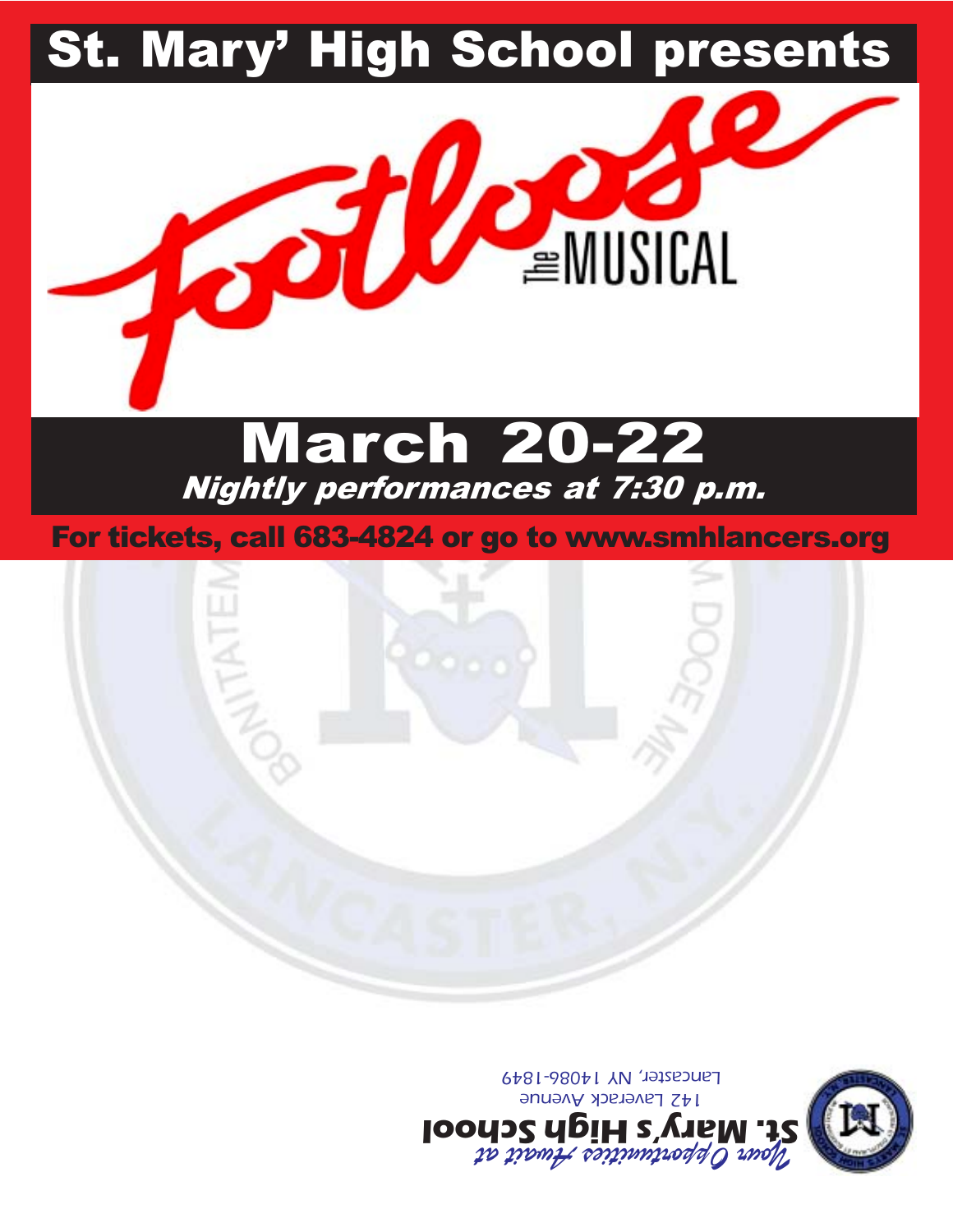# St. Mary' High School presents

# Footloose The MUSICAL

## March 20-22

*Nightly performances at 7:30 p.m.*

**For tickets, call 683-4824 or go to www.smhlancers.org**

*Your Opportunities Await at*

**St. Mary's High School**

142 Laverack Avenue

Lancaster, NY 14086-1849